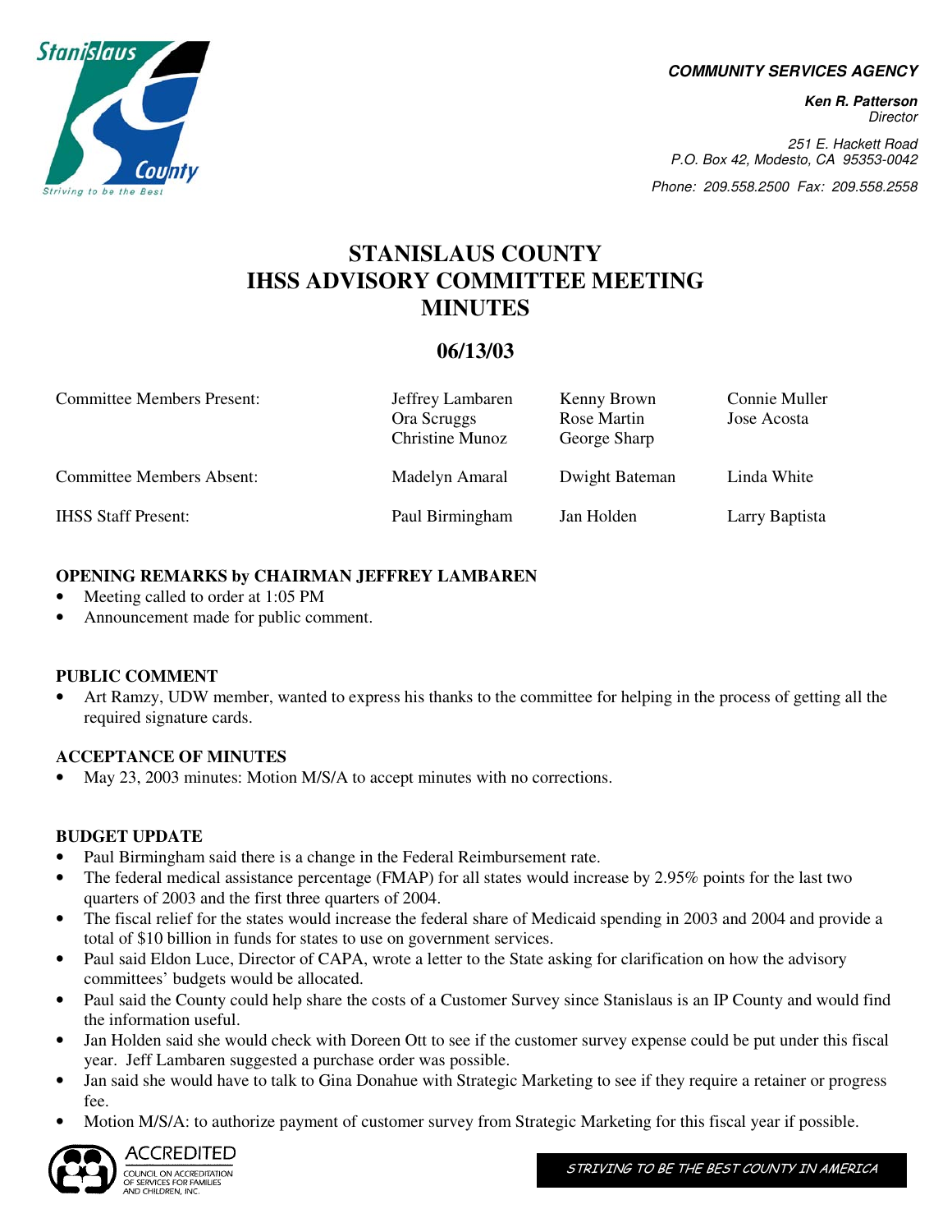**COMMUNITY SERVICES AGENCY**

**Ken R. Patterson**
*Director*

*251 E. Hackett Road*
*P.O. Box 42, Modesto, CA 95353-0042*
*Phone: 209.558.2500 Fax: 209.558.2558*

# STANISLAUS COUNTY IHSS ADVISORY COMMITTEE MEETING MINUTES

## 06/13/03

| | | | |
|---|---|---|---|
| Committee Members Present: | Jeffrey Lambaren<br>Ora Scruggs<br>Christine Munoz | Kenny Brown<br>Rose Martin<br>George Sharp | Connie Muller<br>Jose Acosta |
| Committee Members Absent: | Madelyn Amaral | Dwight Bateman | Linda White |
| IHSS Staff Present: | Paul Birmingham | Jan Holden | Larry Baptista |

### OPENING REMARKS by CHAIRMAN JEFFREY LAMBAREN

- Meeting called to order at 1:05 PM
- Announcement made for public comment.

### PUBLIC COMMENT

- Art Ramzy, UDW member, wanted to express his thanks to the committee for helping in the process of getting all the required signature cards.

### ACCEPTANCE OF MINUTES

- May 23, 2003 minutes: Motion M/S/A to accept minutes with no corrections.

### BUDGET UPDATE

- Paul Birmingham said there is a change in the Federal Reimbursement rate.
- The federal medical assistance percentage (FMAP) for all states would increase by 2.95% points for the last two quarters of 2003 and the first three quarters of 2004.
- The fiscal relief for the states would increase the federal share of Medicaid spending in 2003 and 2004 and provide a total of $10 billion in funds for states to use on government services.
- Paul said Eldon Luce, Director of CAPA, wrote a letter to the State asking for clarification on how the advisory committees' budgets would be allocated.
- Paul said the County could help share the costs of a Customer Survey since Stanislaus is an IP County and would find the information useful.
- Jan Holden said she would check with Doreen Ott to see if the customer survey expense could be put under this fiscal year. Jeff Lambaren suggested a purchase order was possible.
- Jan said she would have to talk to Gina Donahue with Strategic Marketing to see if they require a retainer or progress fee.
- Motion M/S/A: to authorize payment of customer survey from Strategic Marketing for this fiscal year if possible.

ACCREDITED
COUNCIL ON ACCREDITATION OF SERVICES FOR FAMILIES AND CHILDREN, INC.

*STRIVING TO BE THE BEST COUNTY IN AMERICA*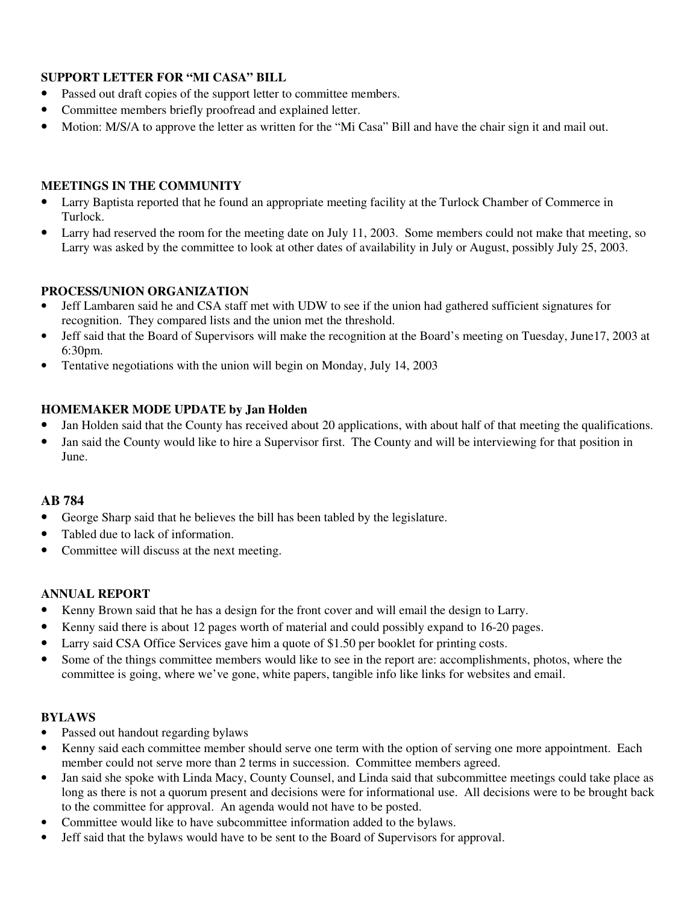**SUPPORT LETTER FOR "MI CASA" BILL**

- Passed out draft copies of the support letter to committee members.
- Committee members briefly proofread and explained letter.
- Motion: M/S/A to approve the letter as written for the "Mi Casa" Bill and have the chair sign it and mail out.

**MEETINGS IN THE COMMUNITY**

- Larry Baptista reported that he found an appropriate meeting facility at the Turlock Chamber of Commerce in Turlock.
- Larry had reserved the room for the meeting date on July 11, 2003. Some members could not make that meeting, so Larry was asked by the committee to look at other dates of availability in July or August, possibly July 25, 2003.

**PROCESS/UNION ORGANIZATION**

- Jeff Lambaren said he and CSA staff met with UDW to see if the union had gathered sufficient signatures for recognition. They compared lists and the union met the threshold.
- Jeff said that the Board of Supervisors will make the recognition at the Board's meeting on Tuesday, June17, 2003 at 6:30pm.
- Tentative negotiations with the union will begin on Monday, July 14, 2003

**HOMEMAKER MODE UPDATE by Jan Holden**

- Jan Holden said that the County has received about 20 applications, with about half of that meeting the qualifications.
- Jan said the County would like to hire a Supervisor first. The County and will be interviewing for that position in June.

**AB 784**

- George Sharp said that he believes the bill has been tabled by the legislature.
- Tabled due to lack of information.
- Committee will discuss at the next meeting.

**ANNUAL REPORT**

- Kenny Brown said that he has a design for the front cover and will email the design to Larry.
- Kenny said there is about 12 pages worth of material and could possibly expand to 16-20 pages.
- Larry said CSA Office Services gave him a quote of $1.50 per booklet for printing costs.
- Some of the things committee members would like to see in the report are: accomplishments, photos, where the committee is going, where we've gone, white papers, tangible info like links for websites and email.

**BYLAWS**

- Passed out handout regarding bylaws
- Kenny said each committee member should serve one term with the option of serving one more appointment. Each member could not serve more than 2 terms in succession. Committee members agreed.
- Jan said she spoke with Linda Macy, County Counsel, and Linda said that subcommittee meetings could take place as long as there is not a quorum present and decisions were for informational use. All decisions were to be brought back to the committee for approval. An agenda would not have to be posted.
- Committee would like to have subcommittee information added to the bylaws.
- Jeff said that the bylaws would have to be sent to the Board of Supervisors for approval.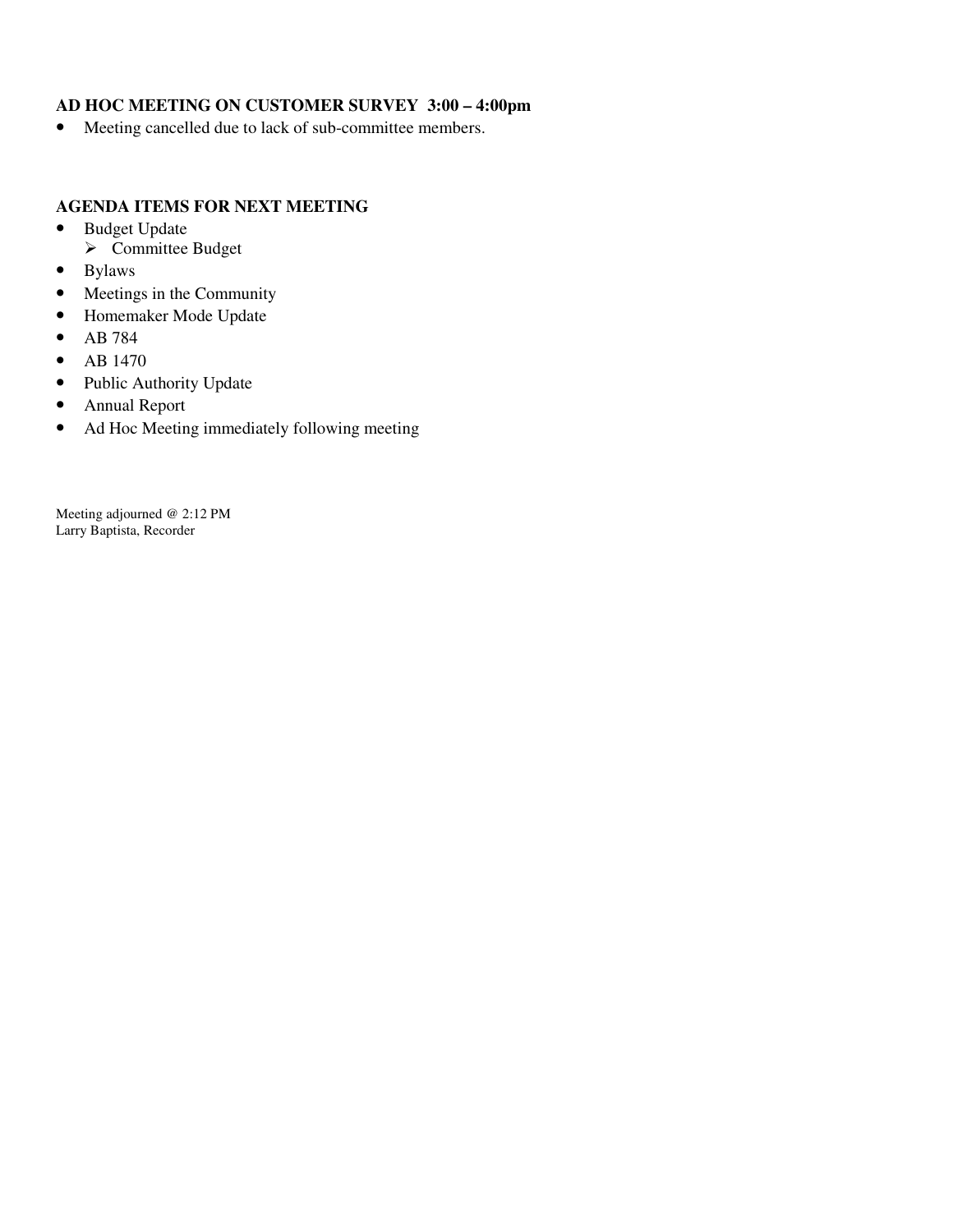**AD HOC MEETING ON CUSTOMER SURVEY 3:00 – 4:00pm**

- Meeting cancelled due to lack of sub-committee members.

**AGENDA ITEMS FOR NEXT MEETING**

- Budget Update
  - Committee Budget
- Bylaws
- Meetings in the Community
- Homemaker Mode Update
- AB 784
- AB 1470
- Public Authority Update
- Annual Report
- Ad Hoc Meeting immediately following meeting

Meeting adjourned @ 2:12 PM
Larry Baptista, Recorder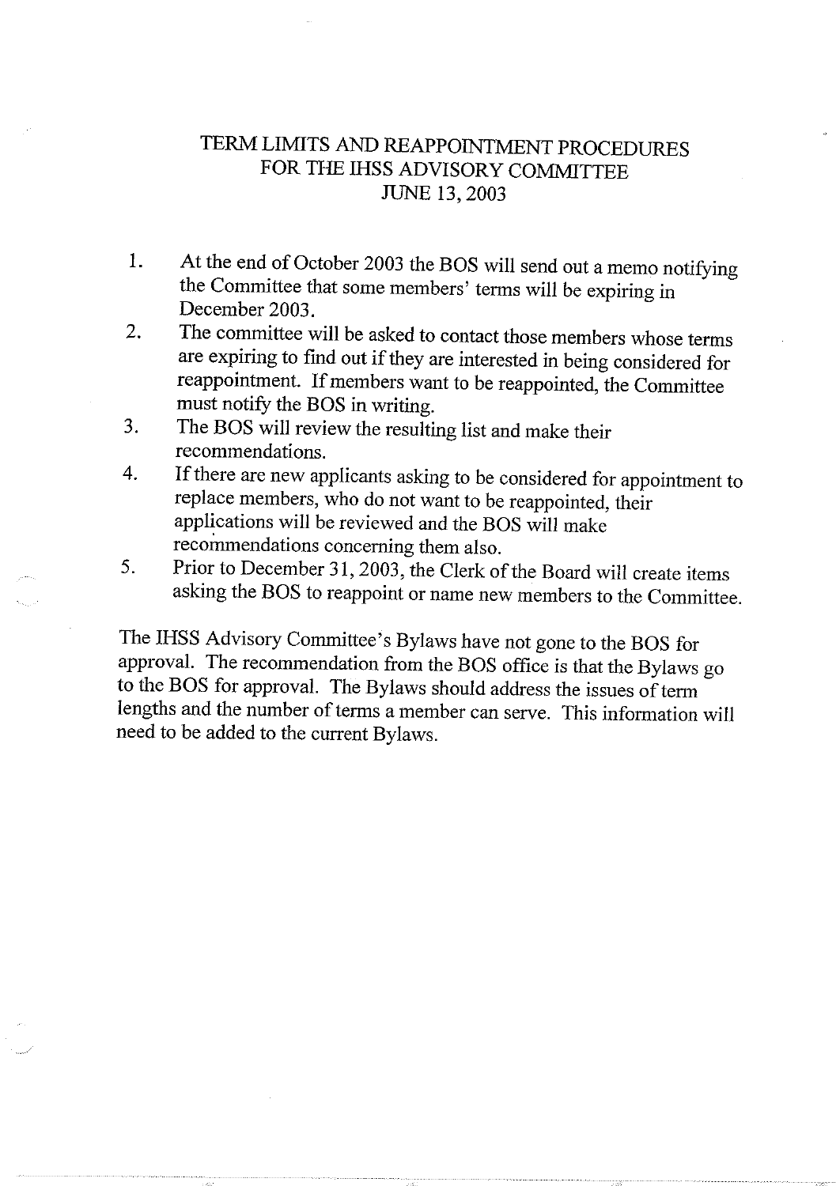# TERM LIMITS AND REAPPOINTMENT PROCEDURES FOR THE IHSS ADVISORY COMMITTEE JUNE 13, 2003

1. At the end of October 2003 the BOS will send out a memo notifying the Committee that some members' terms will be expiring in December 2003.
2. The committee will be asked to contact those members whose terms are expiring to find out if they are interested in being considered for reappointment. If members want to be reappointed, the Committee must notify the BOS in writing.
3. The BOS will review the resulting list and make their recommendations.
4. If there are new applicants asking to be considered for appointment to replace members, who do not want to be reappointed, their applications will be reviewed and the BOS will make recommendations concerning them also.
5. Prior to December 31, 2003, the Clerk of the Board will create items asking the BOS to reappoint or name new members to the Committee.

The IHSS Advisory Committee's Bylaws have not gone to the BOS for approval. The recommendation from the BOS office is that the Bylaws go to the BOS for approval. The Bylaws should address the issues of term lengths and the number of terms a member can serve. This information will need to be added to the current Bylaws.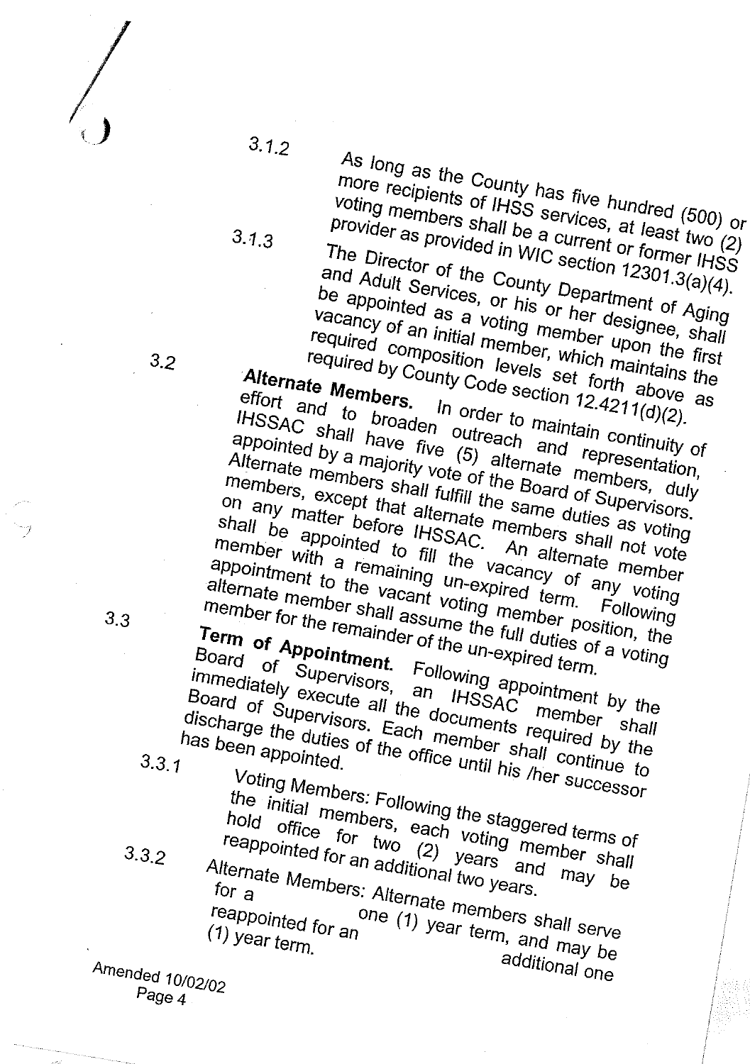3.1.2 As long as the County has five hundred (500) or more recipients of IHSS services, at least two (2) voting members shall be a current or former IHSS provider as provided in WIC section 12301.3(a)(4).

3.1.3 The Director of the County Department of Aging and Adult Services, or his or her designee, shall be appointed as a voting member upon the first vacancy of an initial member, which maintains the required composition levels set forth above as required by County Code section 12.4211(d)(2).

3.2 **Alternate Members.** In order to maintain continuity of effort and to broaden outreach and representation, IHSSAC shall have five (5) alternate members, duly appointed by a majority vote of the Board of Supervisors. Alternate members shall fulfill the same duties as voting members, except that alternate members shall not vote on any matter before IHSSAC. An alternate member shall be appointed to fill the vacancy of any voting member with a remaining un-expired term. Following appointment to the vacant voting member position, the alternate member shall assume the full duties of a voting member for the remainder of the un-expired term.

3.3 **Term of Appointment.** Following appointment by the Board of Supervisors, an IHSSAC member shall immediately execute all the documents required by the Board of Supervisors. Each member shall continue to discharge the duties of the office until his /her successor has been appointed.

3.3.1 Voting Members: Following the staggered terms of the initial members, each voting member shall hold office for two (2) years and may be reappointed for an additional two years.

3.3.2 Alternate Members: Alternate members shall serve for a one (1) year term, and may be reappointed for an additional one (1) year term.

Amended 10/02/02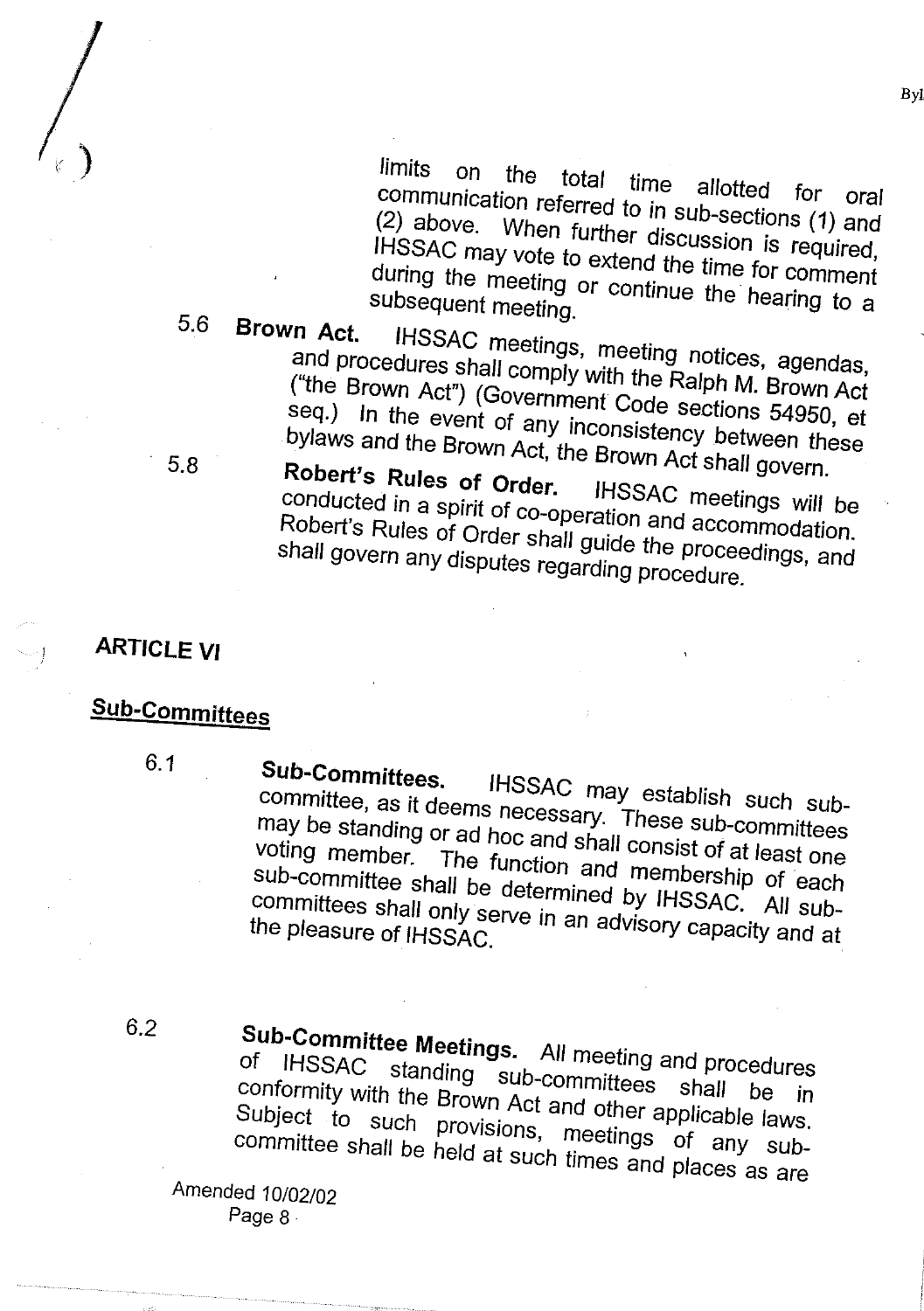limits on the total time allotted for oral communication referred to in sub-sections (1) and (2) above. When further discussion is required, IHSSAC may vote to extend the time for comment during the meeting or continue the hearing to a subsequent meeting.

5.6 **Brown Act.** IHSSAC meetings, meeting notices, agendas, and procedures shall comply with the Ralph M. Brown Act ("the Brown Act") (Government Code sections 54950, et seq.) In the event of any inconsistency between these bylaws and the Brown Act, the Brown Act shall govern.

5.8 **Robert's Rules of Order.** IHSSAC meetings will be conducted in a spirit of co-operation and accommodation. Robert's Rules of Order shall guide the proceedings, and shall govern any disputes regarding procedure.

## ARTICLE VI

### Sub-Committees

6.1 **Sub-Committees.** IHSSAC may establish such sub-committee, as it deems necessary. These sub-committees may be standing or ad hoc and shall consist of at least one voting member. The function and membership of each sub-committee shall be determined by IHSSAC. All sub-committees shall only serve in an advisory capacity and at the pleasure of IHSSAC.

6.2 **Sub-Committee Meetings.** All meeting and procedures of IHSSAC standing sub-committees shall be in conformity with the Brown Act and other applicable laws. Subject to such provisions, meetings of any sub-committee shall be held at such times and places as are

Amended 10/02/02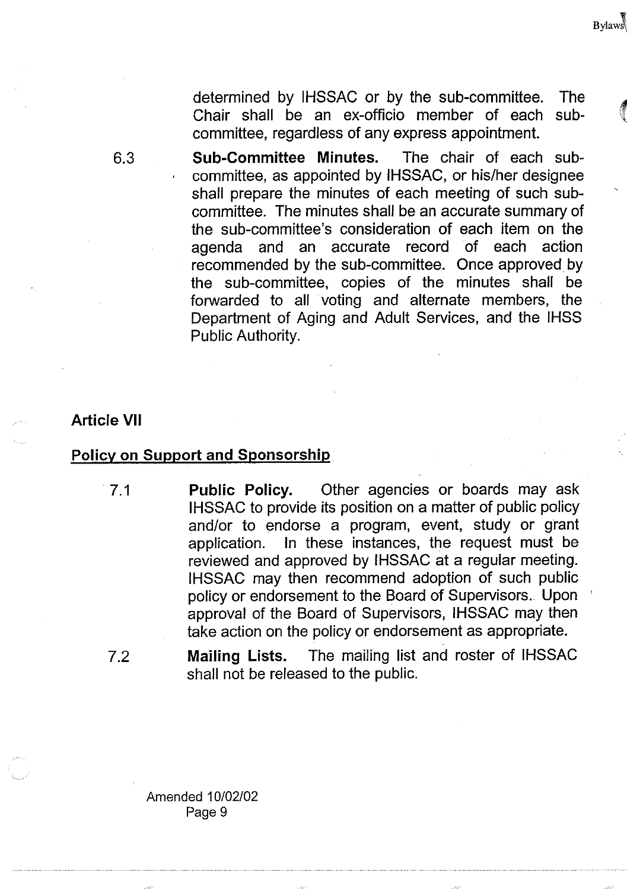determined by IHSSAC or by the sub-committee. The Chair shall be an ex-officio member of each sub-committee, regardless of any express appointment.

6.3 **Sub-Committee Minutes.** The chair of each sub-committee, as appointed by IHSSAC, or his/her designee shall prepare the minutes of each meeting of such sub-committee. The minutes shall be an accurate summary of the sub-committee's consideration of each item on the agenda and an accurate record of each action recommended by the sub-committee. Once approved by the sub-committee, copies of the minutes shall be forwarded to all voting and alternate members, the Department of Aging and Adult Services, and the IHSS Public Authority.

## Article VII

## Policy on Support and Sponsorship

7.1 **Public Policy.** Other agencies or boards may ask IHSSAC to provide its position on a matter of public policy and/or to endorse a program, event, study or grant application. In these instances, the request must be reviewed and approved by IHSSAC at a regular meeting. IHSSAC may then recommend adoption of such public policy or endorsement to the Board of Supervisors. Upon approval of the Board of Supervisors, IHSSAC may then take action on the policy or endorsement as appropriate.

7.2 **Mailing Lists.** The mailing list and roster of IHSSAC shall not be released to the public.

Amended 10/02/02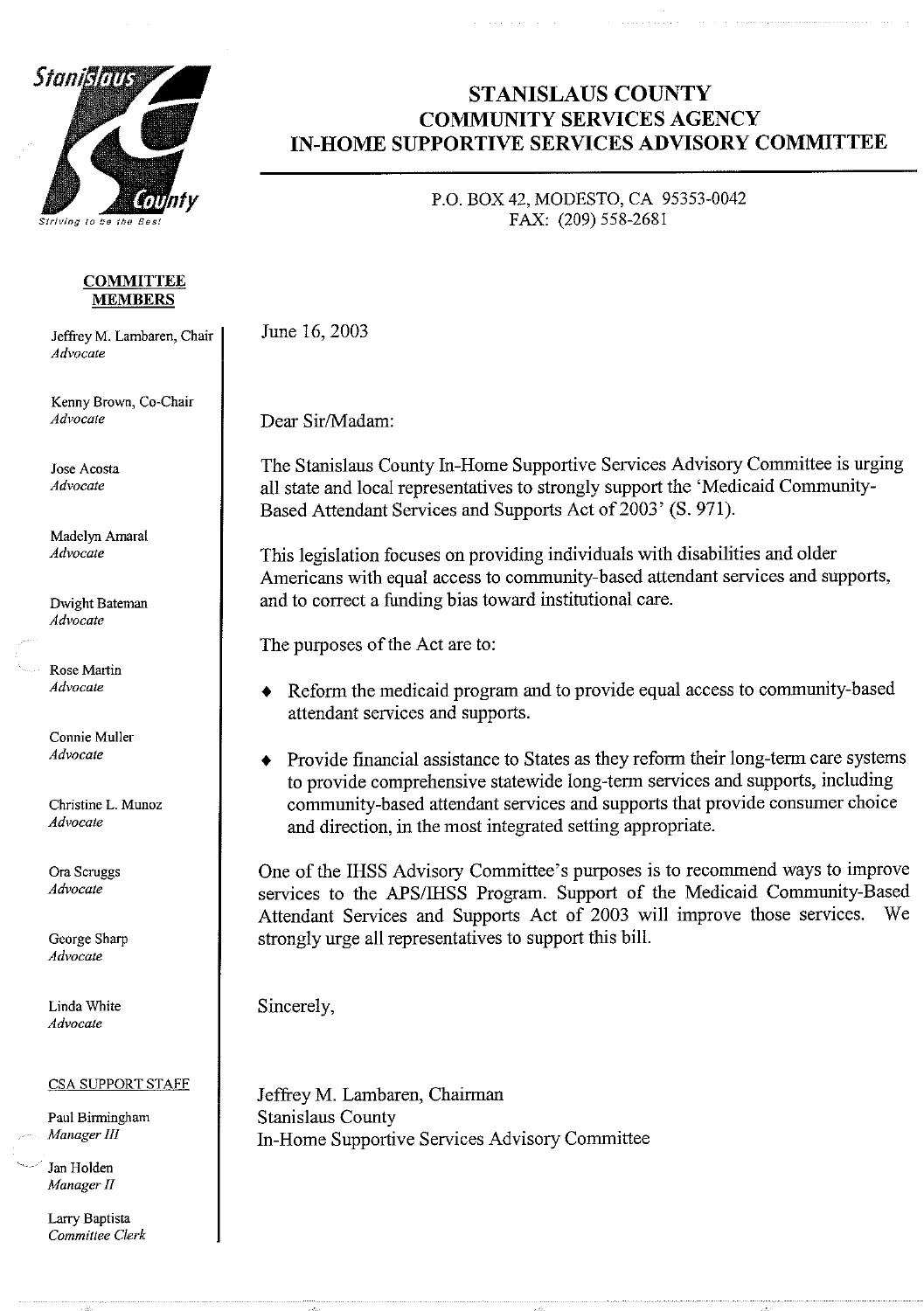Stanislaus County

*Striving to be the Best!*

# STANISLAUS COUNTY
## COMMUNITY SERVICES AGENCY
## IN-HOME SUPPORTIVE SERVICES ADVISORY COMMITTEE

P.O. BOX 42, MODESTO, CA 95353-0042
FAX: (209) 558-2681

**COMMITTEE MEMBERS**

Jeffrey M. Lambaren, Chair
*Advocate*

Kenny Brown, Co-Chair
*Advocate*

Jose Acosta
*Advocate*

Madelyn Amaral
*Advocate*

Dwight Bateman
*Advocate*

Rose Martin
*Advocate*

Connie Muller
*Advocate*

Christine L. Munoz
*Advocate*

Ora Scruggs
*Advocate*

George Sharp
*Advocate*

Linda White
*Advocate*

CSA SUPPORT STAFF

Paul Birmingham
*Manager III*

Jan Holden
*Manager II*

Larry Baptista
*Committee Clerk*

June 16, 2003

Dear Sir/Madam:

The Stanislaus County In-Home Supportive Services Advisory Committee is urging all state and local representatives to strongly support the 'Medicaid Community-Based Attendant Services and Supports Act of 2003' (S. 971).

This legislation focuses on providing individuals with disabilities and older Americans with equal access to community-based attendant services and supports, and to correct a funding bias toward institutional care.

The purposes of the Act are to:

- Reform the medicaid program and to provide equal access to community-based attendant services and supports.
- Provide financial assistance to States as they reform their long-term care systems to provide comprehensive statewide long-term services and supports, including community-based attendant services and supports that provide consumer choice and direction, in the most integrated setting appropriate.

One of the IHSS Advisory Committee's purposes is to recommend ways to improve services to the APS/IHSS Program. Support of the Medicaid Community-Based Attendant Services and Supports Act of 2003 will improve those services. We strongly urge all representatives to support this bill.

Sincerely,

Jeffrey M. Lambaren, Chairman
Stanislaus County
In-Home Supportive Services Advisory Committee